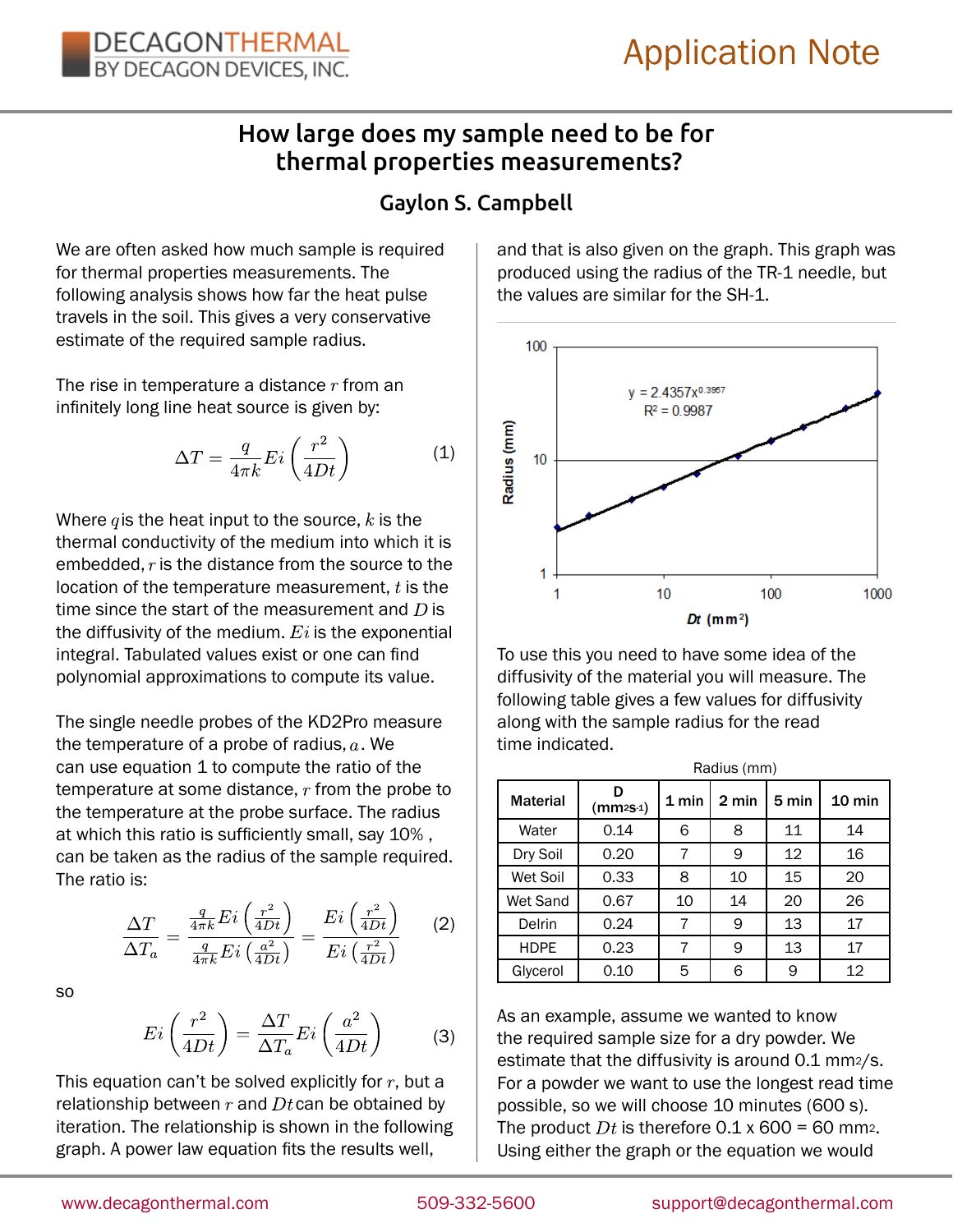# How large does my sample need to be for thermal properties measurements?

### Gaylon S. Campbell

We are often asked how much sample is required for thermal properties measurements. The following analysis shows how far the heat pulse travels in the soil. This gives a very conservative estimate of the required sample radius.

The rise in temperature a distance $r$ from an infinitely long line heat source is given by:

$$\Delta T = \frac{q}{4\pi k} Ei\left(\frac{r^2}{4Dt}\right) \quad (1)$$

Where $q$ is the heat input to the source, $k$ is the thermal conductivity of the medium into which it is embedded, $r$ is the distance from the source to the location of the temperature measurement, $t$ is the time since the start of the measurement and $D$ is the diffusivity of the medium. $Ei$ is the exponential integral. Tabulated values exist or one can find polynomial approximations to compute its value.

The single needle probes of the KD2Pro measure the temperature of a probe of radius, $a$. We can use equation 1 to compute the ratio of the temperature at some distance, $r$ from the probe to the temperature at the probe surface. The radius at which this ratio is sufficiently small, say 10% , can be taken as the radius of the sample required. The ratio is:

$$\frac{\Delta T}{\Delta T_a} = \frac{\frac{q}{4\pi k} Ei\left(\frac{r^2}{4Dt}\right)}{\frac{q}{4\pi k} Ei\left(\frac{a^2}{4Dt}\right)} = \frac{Ei\left(\frac{r^2}{4Dt}\right)}{Ei\left(\frac{r^2}{4Dt}\right)} \quad (2)$$

so

$$Ei\left(\frac{r^2}{4Dt}\right) = \frac{\Delta T}{\Delta T_a} Ei\left(\frac{a^2}{4Dt}\right) \quad (3)$$

This equation can't be solved explicitly for $r$, but a relationship between $r$ and $Dt$ can be obtained by iteration. The relationship is shown in the following graph. A power law equation fits the results well, and that is also given on the graph. This graph was produced using the radius of the TR-1 needle, but the values are similar for the SH-1.

To use this you need to have some idea of the diffusivity of the material you will measure. The following table gives a few values for diffusivity along with the sample radius for the read time indicated.

| Material | D (mm$^2$s$^{-1}$) | Radius (mm) 1 min | 2 min | 5 min | 10 min |
|---|---|---|---|---|---|
| Water | 0.14 | 6 | 8 | 11 | 14 |
| Dry Soil | 0.20 | 7 | 9 | 12 | 16 |
| Wet Soil | 0.33 | 8 | 10 | 15 | 20 |
| Wet Sand | 0.67 | 10 | 14 | 20 | 26 |
| Delrin | 0.24 | 7 | 9 | 13 | 17 |
| HDPE | 0.23 | 7 | 9 | 13 | 17 |
| Glycerol | 0.10 | 5 | 6 | 9 | 12 |

As an example, assume we wanted to know the required sample size for a dry powder. We estimate that the diffusivity is around 0.1 mm$^2$/s. For a powder we want to use the longest read time possible, so we will choose 10 minutes (600 s). The product $Dt$ is therefore 0.1 x 600 = 60 mm$^2$. Using either the graph or the equation we would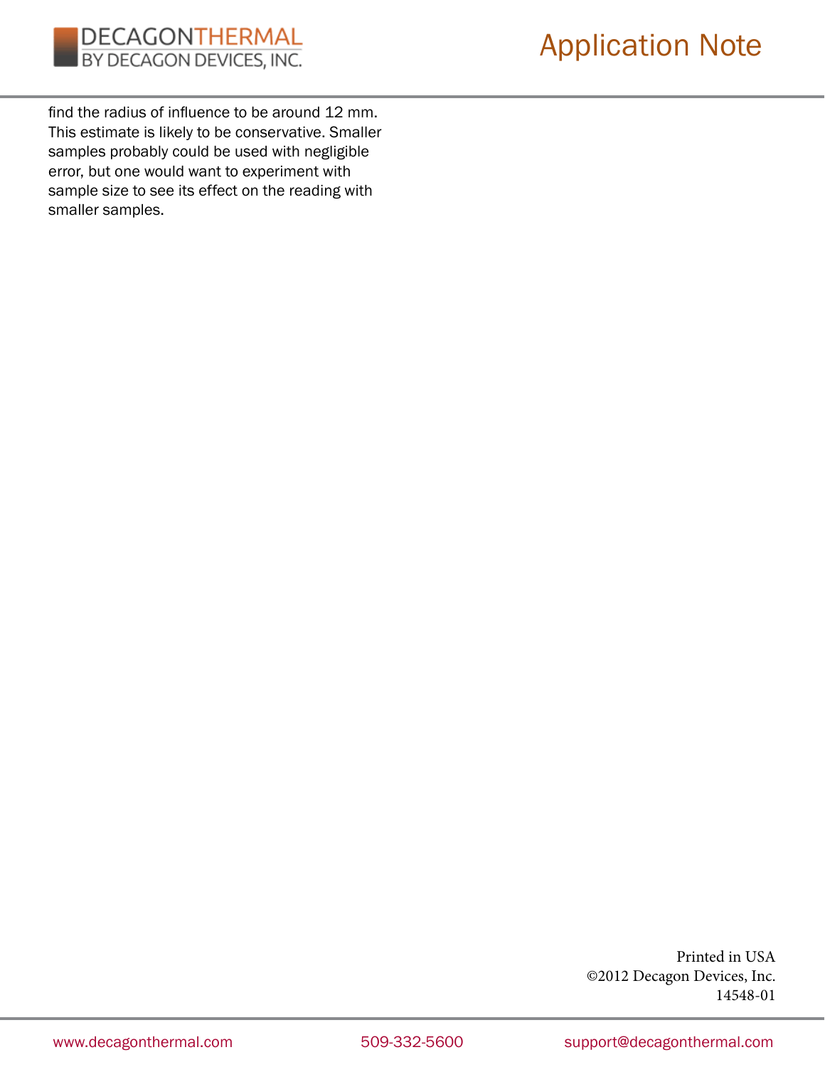find the radius of influence to be around 12 mm. This estimate is likely to be conservative. Smaller samples probably could be used with negligible error, but one would want to experiment with sample size to see its effect on the reading with smaller samples.

Printed in USA
©2012 Decagon Devices, Inc.
14548-01